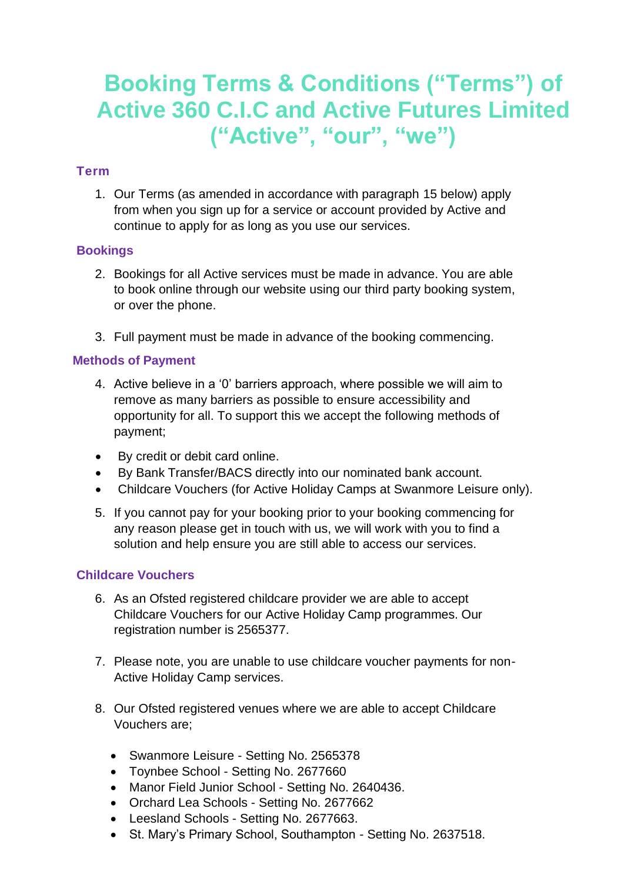# Booking Terms & Conditions ("Terms") of Active 360 C.I.C and Active Futures Limited ("Active", "our", "we")

## Term

1. Our Terms (as amended in accordance with paragraph 15 below) apply from when you sign up for a service or account provided by Active and continue to apply for as long as you use our services.

## Bookings

2. Bookings for all Active services must be made in advance. You are able to book online through our website using our third party booking system, or over the phone.

3. Full payment must be made in advance of the booking commencing.

## Methods of Payment

4. Active believe in a '0' barriers approach, where possible we will aim to remove as many barriers as possible to ensure accessibility and opportunity for all. To support this we accept the following methods of payment;

- By credit or debit card online.
- By Bank Transfer/BACS directly into our nominated bank account.
- Childcare Vouchers (for Active Holiday Camps at Swanmore Leisure only).

5. If you cannot pay for your booking prior to your booking commencing for any reason please get in touch with us, we will work with you to find a solution and help ensure you are still able to access our services.

## Childcare Vouchers

6. As an Ofsted registered childcare provider we are able to accept Childcare Vouchers for our Active Holiday Camp programmes. Our registration number is 2565377.

7. Please note, you are unable to use childcare voucher payments for non-Active Holiday Camp services.

8. Our Ofsted registered venues where we are able to accept Childcare Vouchers are;

   - Swanmore Leisure - Setting No. 2565378
   - Toynbee School - Setting No. 2677660
   - Manor Field Junior School - Setting No. 2640436.
   - Orchard Lea Schools - Setting No. 2677662
   - Leesland Schools - Setting No. 2677663.
   - St. Mary's Primary School, Southampton - Setting No. 2637518.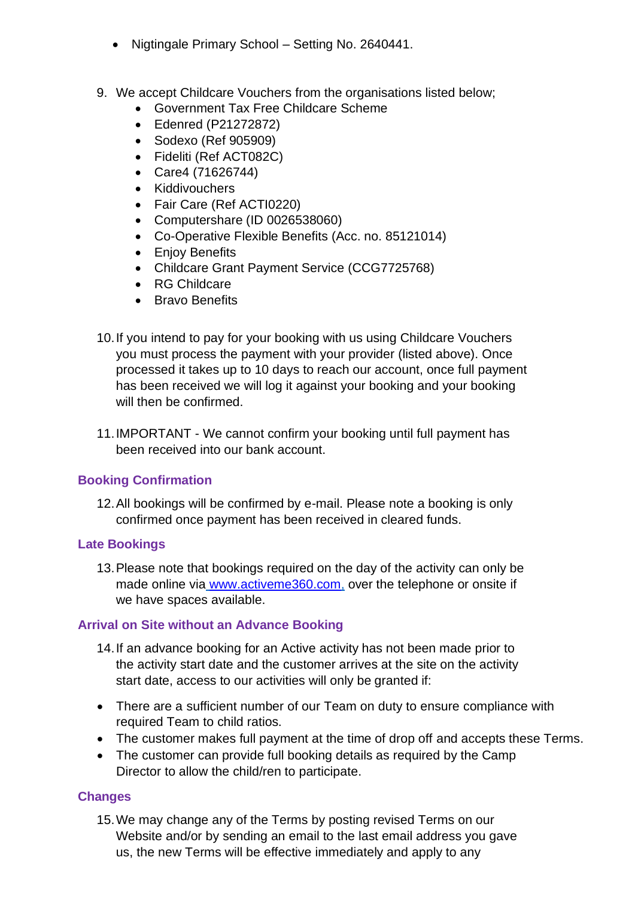- Nigtingale Primary School – Setting No. 2640441.

9. We accept Childcare Vouchers from the organisations listed below;
    - Government Tax Free Childcare Scheme
    - Edenred (P21272872)
    - Sodexo (Ref 905909)
    - Fideliti (Ref ACT082C)
    - Care4 (71626744)
    - Kiddivouchers
    - Fair Care (Ref ACTI0220)
    - Computershare (ID 0026538060)
    - Co-Operative Flexible Benefits (Acc. no. 85121014)
    - Enjoy Benefits
    - Childcare Grant Payment Service (CCG7725768)
    - RG Childcare
    - Bravo Benefits

10. If you intend to pay for your booking with us using Childcare Vouchers you must process the payment with your provider (listed above). Once processed it takes up to 10 days to reach our account, once full payment has been received we will log it against your booking and your booking will then be confirmed.

11. IMPORTANT - We cannot confirm your booking until full payment has been received into our bank account.

### Booking Confirmation

12. All bookings will be confirmed by e-mail. Please note a booking is only confirmed once payment has been received in cleared funds.

### Late Bookings

13. Please note that bookings required on the day of the activity can only be made online via www.activeme360.com, over the telephone or onsite if we have spaces available.

### Arrival on Site without an Advance Booking

14. If an advance booking for an Active activity has not been made prior to the activity start date and the customer arrives at the site on the activity start date, access to our activities will only be granted if:

- There are a sufficient number of our Team on duty to ensure compliance with required Team to child ratios.
- The customer makes full payment at the time of drop off and accepts these Terms.
- The customer can provide full booking details as required by the Camp Director to allow the child/ren to participate.

### Changes

15. We may change any of the Terms by posting revised Terms on our Website and/or by sending an email to the last email address you gave us, the new Terms will be effective immediately and apply to any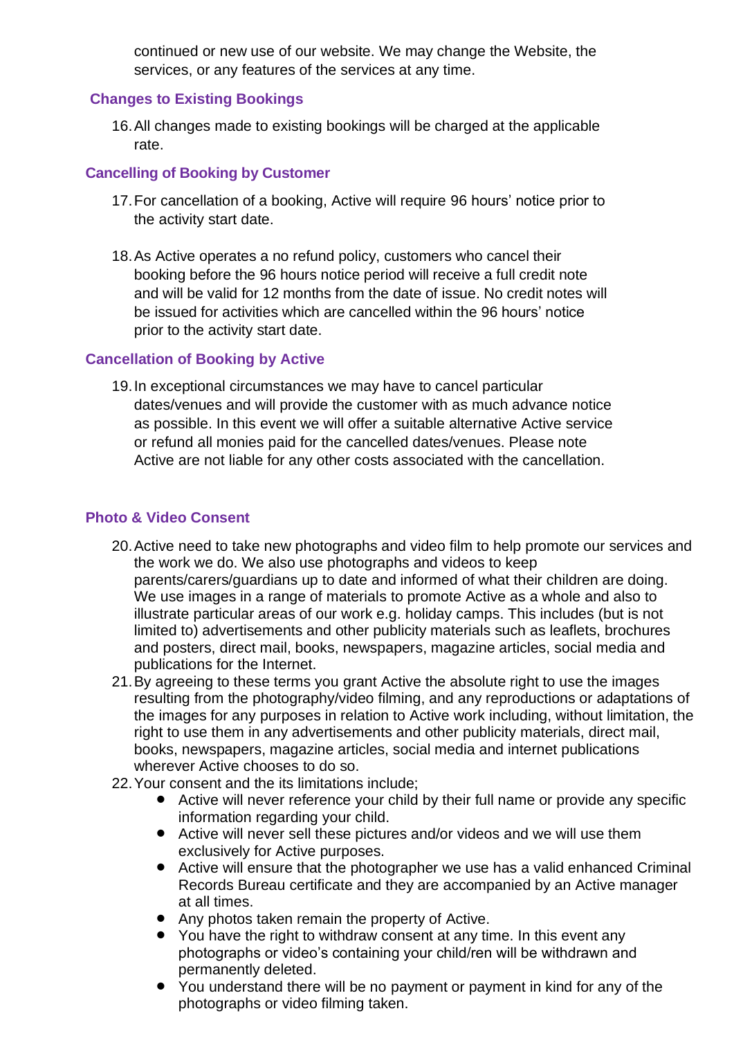continued or new use of our website. We may change the Website, the services, or any features of the services at any time.

### Changes to Existing Bookings

16. All changes made to existing bookings will be charged at the applicable rate.

### Cancelling of Booking by Customer

17. For cancellation of a booking, Active will require 96 hours' notice prior to the activity start date.

18. As Active operates a no refund policy, customers who cancel their booking before the 96 hours notice period will receive a full credit note and will be valid for 12 months from the date of issue. No credit notes will be issued for activities which are cancelled within the 96 hours' notice prior to the activity start date.

### Cancellation of Booking by Active

19. In exceptional circumstances we may have to cancel particular dates/venues and will provide the customer with as much advance notice as possible. In this event we will offer a suitable alternative Active service or refund all monies paid for the cancelled dates/venues. Please note Active are not liable for any other costs associated with the cancellation.

### Photo & Video Consent

20. Active need to take new photographs and video film to help promote our services and the work we do. We also use photographs and videos to keep parents/carers/guardians up to date and informed of what their children are doing. We use images in a range of materials to promote Active as a whole and also to illustrate particular areas of our work e.g. holiday camps. This includes (but is not limited to) advertisements and other publicity materials such as leaflets, brochures and posters, direct mail, books, newspapers, magazine articles, social media and publications for the Internet.
21. By agreeing to these terms you grant Active the absolute right to use the images resulting from the photography/video filming, and any reproductions or adaptations of the images for any purposes in relation to Active work including, without limitation, the right to use them in any advertisements and other publicity materials, direct mail, books, newspapers, magazine articles, social media and internet publications wherever Active chooses to do so.
22. Your consent and the its limitations include;
    - Active will never reference your child by their full name or provide any specific information regarding your child.
    - Active will never sell these pictures and/or videos and we will use them exclusively for Active purposes.
    - Active will ensure that the photographer we use has a valid enhanced Criminal Records Bureau certificate and they are accompanied by an Active manager at all times.
    - Any photos taken remain the property of Active.
    - You have the right to withdraw consent at any time. In this event any photographs or video's containing your child/ren will be withdrawn and permanently deleted.
    - You understand there will be no payment or payment in kind for any of the photographs or video filming taken.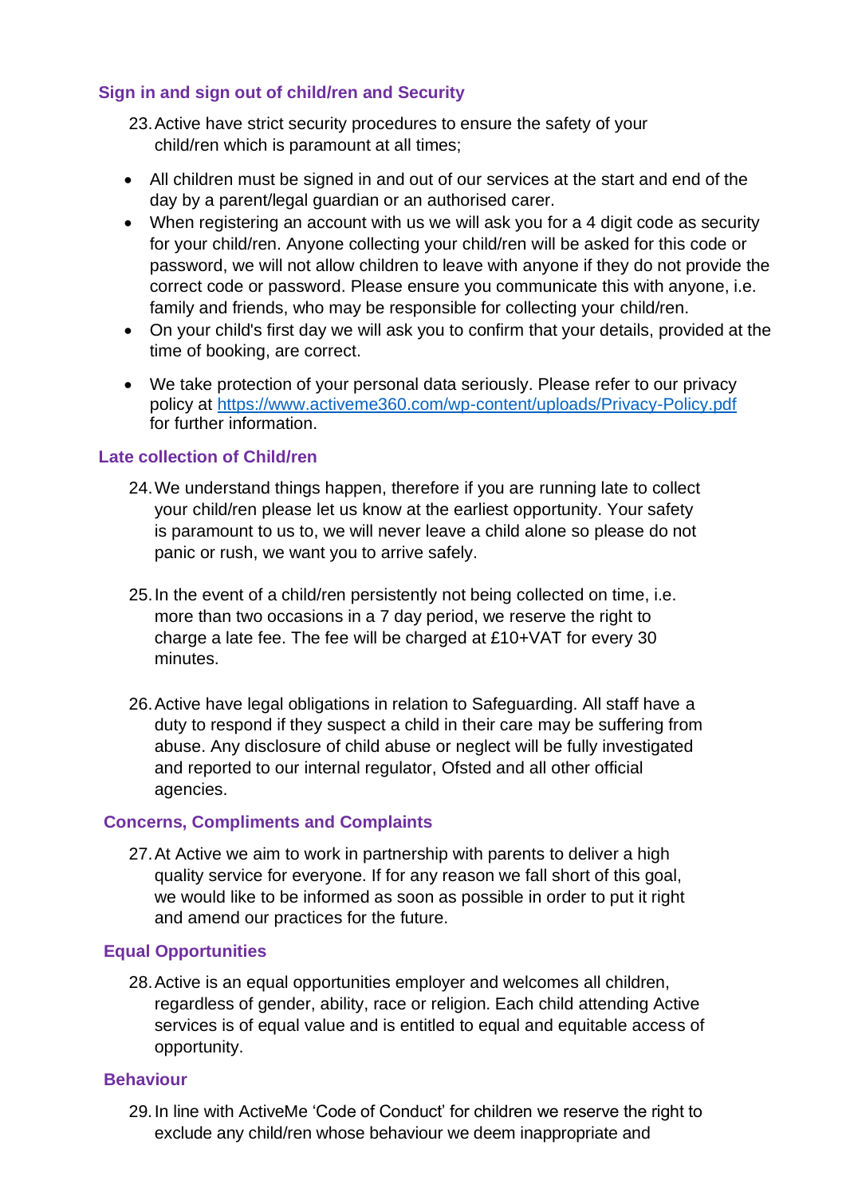## Sign in and sign out of child/ren and Security

23. Active have strict security procedures to ensure the safety of your child/ren which is paramount at all times;

- All children must be signed in and out of our services at the start and end of the day by a parent/legal guardian or an authorised carer.
- When registering an account with us we will ask you for a 4 digit code as security for your child/ren. Anyone collecting your child/ren will be asked for this code or password, we will not allow children to leave with anyone if they do not provide the correct code or password. Please ensure you communicate this with anyone, i.e. family and friends, who may be responsible for collecting your child/ren.
- On your child's first day we will ask you to confirm that your details, provided at the time of booking, are correct.
- We take protection of your personal data seriously. Please refer to our privacy policy at https://www.activeme360.com/wp-content/uploads/Privacy-Policy.pdf for further information.

## Late collection of Child/ren

24. We understand things happen, therefore if you are running late to collect your child/ren please let us know at the earliest opportunity. Your safety is paramount to us to, we will never leave a child alone so please do not panic or rush, we want you to arrive safely.

25. In the event of a child/ren persistently not being collected on time, i.e. more than two occasions in a 7 day period, we reserve the right to charge a late fee. The fee will be charged at £10+VAT for every 30 minutes.

26. Active have legal obligations in relation to Safeguarding. All staff have a duty to respond if they suspect a child in their care may be suffering from abuse. Any disclosure of child abuse or neglect will be fully investigated and reported to our internal regulator, Ofsted and all other official agencies.

## Concerns, Compliments and Complaints

27. At Active we aim to work in partnership with parents to deliver a high quality service for everyone. If for any reason we fall short of this goal, we would like to be informed as soon as possible in order to put it right and amend our practices for the future.

## Equal Opportunities

28. Active is an equal opportunities employer and welcomes all children, regardless of gender, ability, race or religion. Each child attending Active services is of equal value and is entitled to equal and equitable access of opportunity.

## Behaviour

29. In line with ActiveMe 'Code of Conduct' for children we reserve the right to exclude any child/ren whose behaviour we deem inappropriate and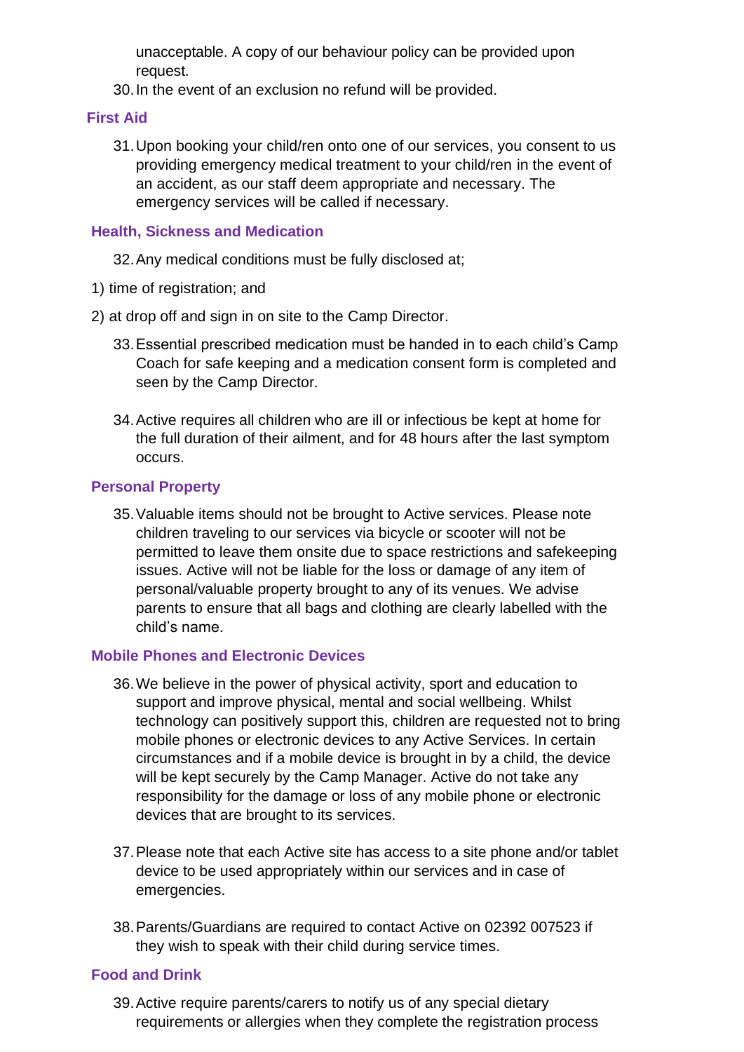unacceptable. A copy of our behaviour policy can be provided upon request.

30. In the event of an exclusion no refund will be provided.

## First Aid

31. Upon booking your child/ren onto one of our services, you consent to us providing emergency medical treatment to your child/ren in the event of an accident, as our staff deem appropriate and necessary. The emergency services will be called if necessary.

## Health, Sickness and Medication

32. Any medical conditions must be fully disclosed at;

1) time of registration; and
2) at drop off and sign in on site to the Camp Director.

33. Essential prescribed medication must be handed in to each child's Camp Coach for safe keeping and a medication consent form is completed and seen by the Camp Director.

34. Active requires all children who are ill or infectious be kept at home for the full duration of their ailment, and for 48 hours after the last symptom occurs.

## Personal Property

35. Valuable items should not be brought to Active services. Please note children traveling to our services via bicycle or scooter will not be permitted to leave them onsite due to space restrictions and safekeeping issues. Active will not be liable for the loss or damage of any item of personal/valuable property brought to any of its venues. We advise parents to ensure that all bags and clothing are clearly labelled with the child's name.

## Mobile Phones and Electronic Devices

36. We believe in the power of physical activity, sport and education to support and improve physical, mental and social wellbeing. Whilst technology can positively support this, children are requested not to bring mobile phones or electronic devices to any Active Services. In certain circumstances and if a mobile device is brought in by a child, the device will be kept securely by the Camp Manager. Active do not take any responsibility for the damage or loss of any mobile phone or electronic devices that are brought to its services.

37. Please note that each Active site has access to a site phone and/or tablet device to be used appropriately within our services and in case of emergencies.

38. Parents/Guardians are required to contact Active on 02392 007523 if they wish to speak with their child during service times.

## Food and Drink

39. Active require parents/carers to notify us of any special dietary requirements or allergies when they complete the registration process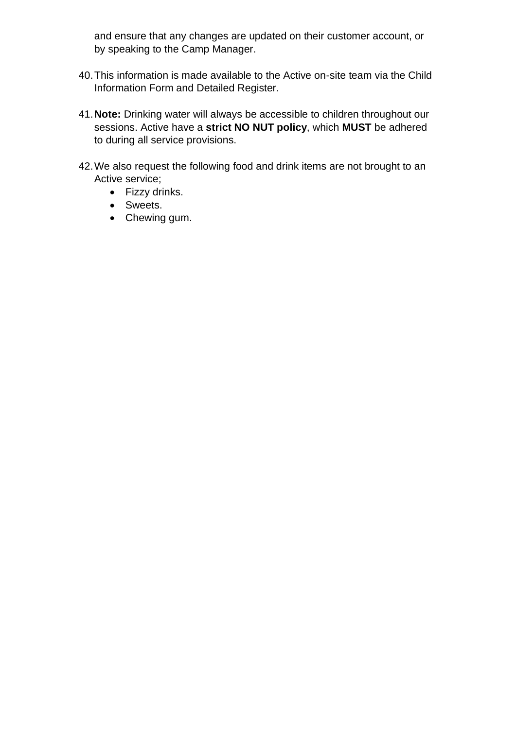and ensure that any changes are updated on their customer account, or by speaking to the Camp Manager.

40. This information is made available to the Active on-site team via the Child Information Form and Detailed Register.

41. **Note:** Drinking water will always be accessible to children throughout our sessions. Active have a **strict NO NUT policy**, which **MUST** be adhered to during all service provisions.

42. We also request the following food and drink items are not brought to an Active service;
    - Fizzy drinks.
    - Sweets.
    - Chewing gum.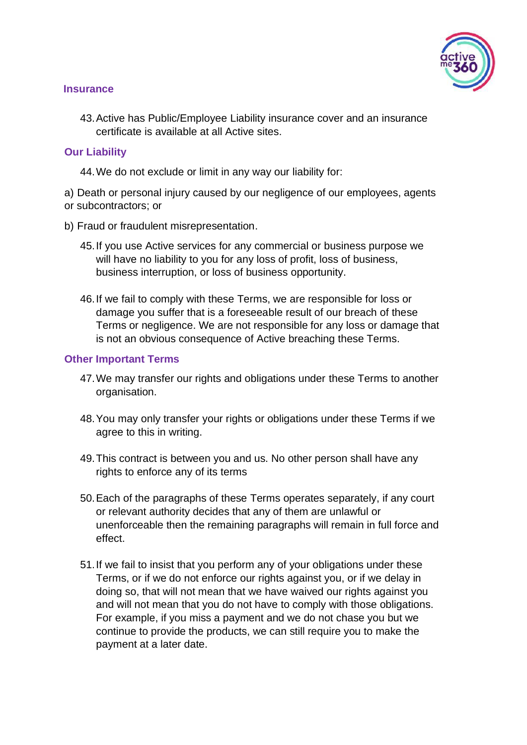## Insurance

43. Active has Public/Employee Liability insurance cover and an insurance certificate is available at all Active sites.

## Our Liability

44. We do not exclude or limit in any way our liability for:

a) Death or personal injury caused by our negligence of our employees, agents or subcontractors; or

b) Fraud or fraudulent misrepresentation.

45. If you use Active services for any commercial or business purpose we will have no liability to you for any loss of profit, loss of business, business interruption, or loss of business opportunity.

46. If we fail to comply with these Terms, we are responsible for loss or damage you suffer that is a foreseeable result of our breach of these Terms or negligence. We are not responsible for any loss or damage that is not an obvious consequence of Active breaching these Terms.

## Other Important Terms

47. We may transfer our rights and obligations under these Terms to another organisation.

48. You may only transfer your rights or obligations under these Terms if we agree to this in writing.

49. This contract is between you and us. No other person shall have any rights to enforce any of its terms

50. Each of the paragraphs of these Terms operates separately, if any court or relevant authority decides that any of them are unlawful or unenforceable then the remaining paragraphs will remain in full force and effect.

51. If we fail to insist that you perform any of your obligations under these Terms, or if we do not enforce our rights against you, or if we delay in doing so, that will not mean that we have waived our rights against you and will not mean that you do not have to comply with those obligations. For example, if you miss a payment and we do not chase you but we continue to provide the products, we can still require you to make the payment at a later date.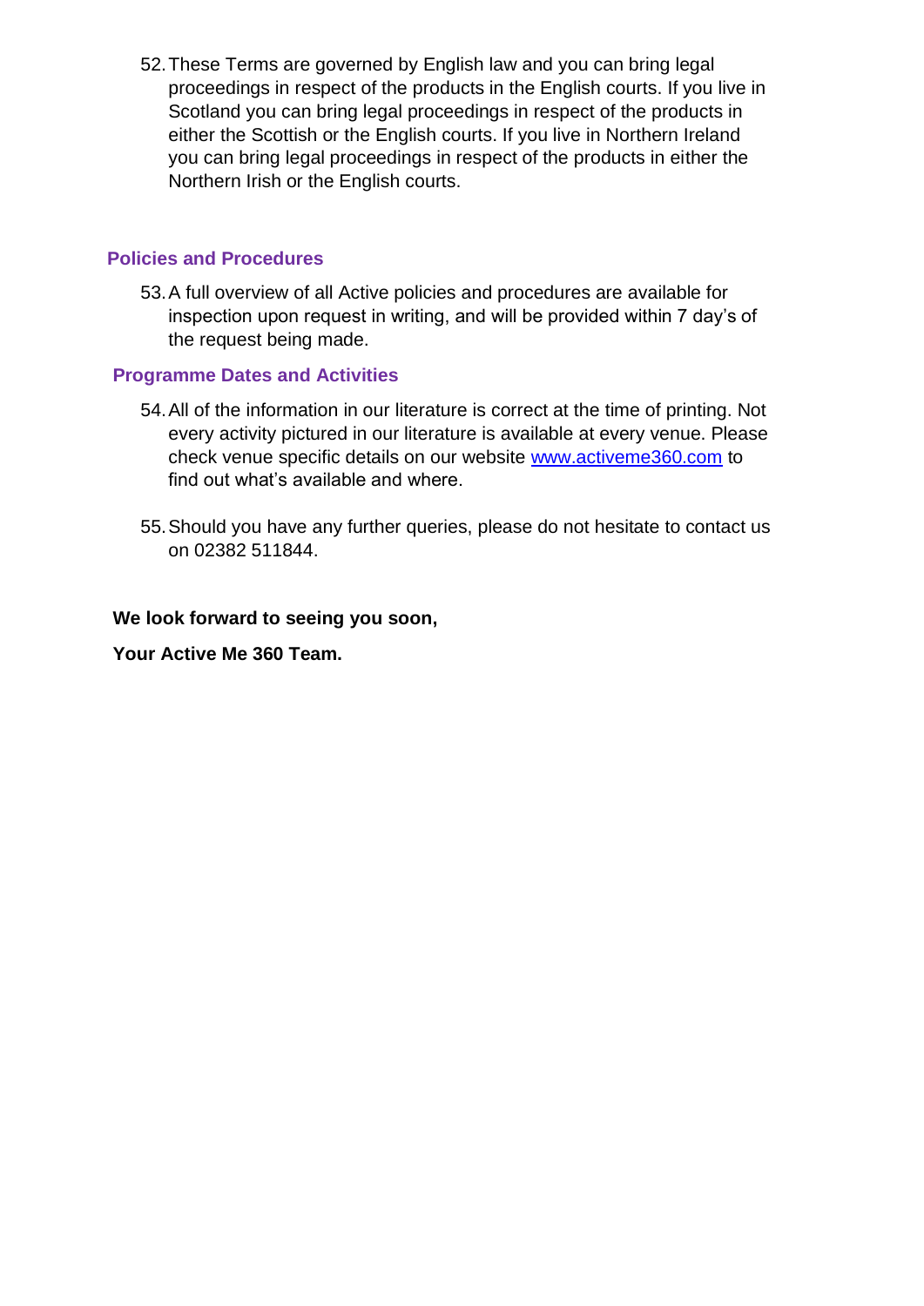52. These Terms are governed by English law and you can bring legal proceedings in respect of the products in the English courts. If you live in Scotland you can bring legal proceedings in respect of the products in either the Scottish or the English courts. If you live in Northern Ireland you can bring legal proceedings in respect of the products in either the Northern Irish or the English courts.

## Policies and Procedures

53. A full overview of all Active policies and procedures are available for inspection upon request in writing, and will be provided within 7 day's of the request being made.

## Programme Dates and Activities

54. All of the information in our literature is correct at the time of printing. Not every activity pictured in our literature is available at every venue. Please check venue specific details on our website [www.activeme360.com](http://www.activeme360.com) to find out what's available and where.

55. Should you have any further queries, please do not hesitate to contact us on 02382 511844.

**We look forward to seeing you soon,**

**Your Active Me 360 Team.**